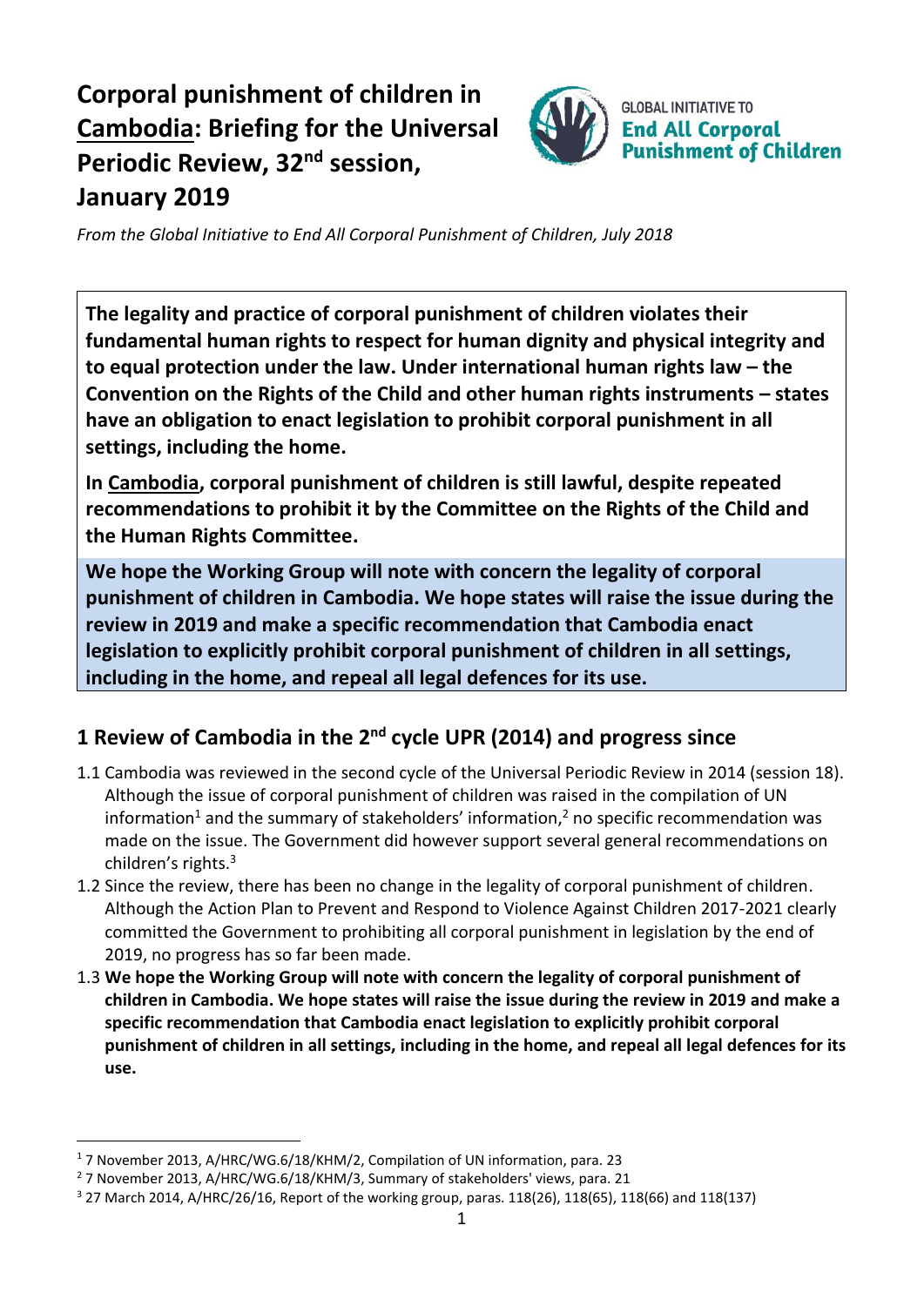# Corporal punishment of children in Cambodia: Briefing for the Universal Periodic Review, 32nd session, January 2019

GLOBAL INITIATIVE TO **End All Corporal Punishment of Children**

*From the Global Initiative to End All Corporal Punishment of Children, July 2018*

**The legality and practice of corporal punishment of children violates their fundamental human rights to respect for human dignity and physical integrity and to equal protection under the law. Under international human rights law – the Convention on the Rights of the Child and other human rights instruments – states have an obligation to enact legislation to prohibit corporal punishment in all settings, including the home.**

**In Cambodia, corporal punishment of children is still lawful, despite repeated recommendations to prohibit it by the Committee on the Rights of the Child and the Human Rights Committee.**

**We hope the Working Group will note with concern the legality of corporal punishment of children in Cambodia. We hope states will raise the issue during the review in 2019 and make a specific recommendation that Cambodia enact legislation to explicitly prohibit corporal punishment of children in all settings, including in the home, and repeal all legal defences for its use.**

## 1 Review of Cambodia in the 2nd cycle UPR (2014) and progress since

1.1 Cambodia was reviewed in the second cycle of the Universal Periodic Review in 2014 (session 18). Although the issue of corporal punishment of children was raised in the compilation of UN information[1] and the summary of stakeholders' information,[2] no specific recommendation was made on the issue. The Government did however support several general recommendations on children's rights.[3]

1.2 Since the review, there has been no change in the legality of corporal punishment of children. Although the Action Plan to Prevent and Respond to Violence Against Children 2017-2021 clearly committed the Government to prohibiting all corporal punishment in legislation by the end of 2019, no progress has so far been made.

1.3 **We hope the Working Group will note with concern the legality of corporal punishment of children in Cambodia. We hope states will raise the issue during the review in 2019 and make a specific recommendation that Cambodia enact legislation to explicitly prohibit corporal punishment of children in all settings, including in the home, and repeal all legal defences for its use.**

---

[1] 7 November 2013, A/HRC/WG.6/18/KHM/2, Compilation of UN information, para. 23

[2] 7 November 2013, A/HRC/WG.6/18/KHM/3, Summary of stakeholders' views, para. 21

[3] 27 March 2014, A/HRC/26/16, Report of the working group, paras. 118(26), 118(65), 118(66) and 118(137)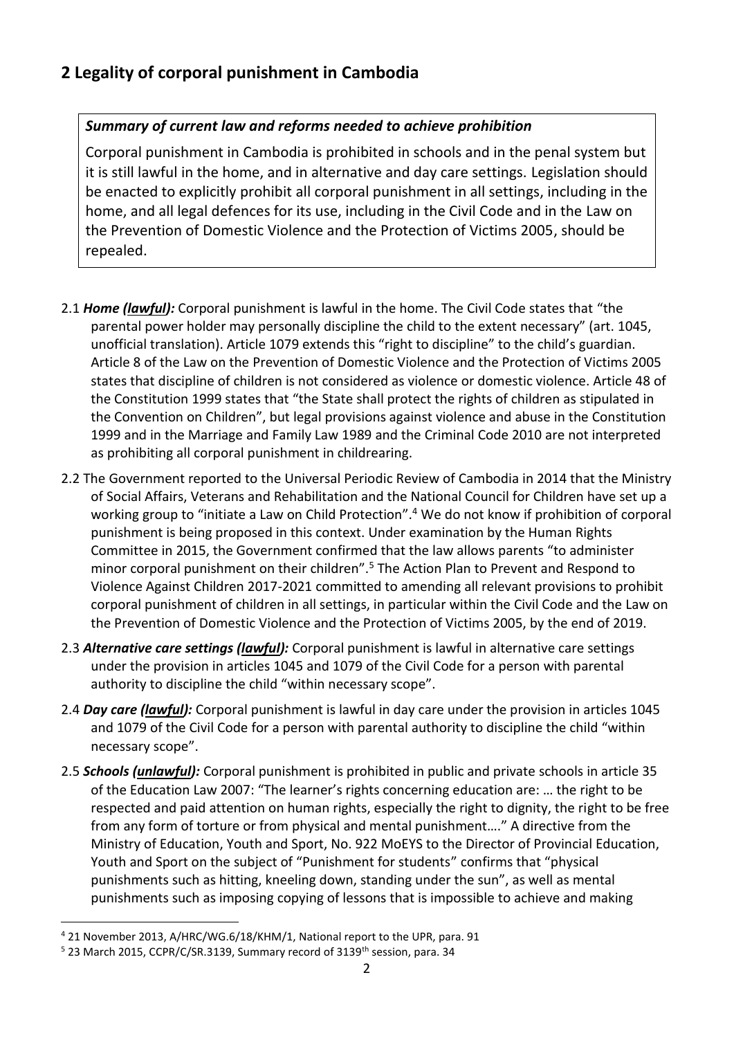## 2 Legality of corporal punishment in Cambodia

> ***Summary of current law and reforms needed to achieve prohibition***
>
> Corporal punishment in Cambodia is prohibited in schools and in the penal system but it is still lawful in the home, and in alternative and day care settings. Legislation should be enacted to explicitly prohibit all corporal punishment in all settings, including in the home, and all legal defences for its use, including in the Civil Code and in the Law on the Prevention of Domestic Violence and the Protection of Victims 2005, should be repealed.

2.1 ***Home (lawful):*** Corporal punishment is lawful in the home. The Civil Code states that "the parental power holder may personally discipline the child to the extent necessary" (art. 1045, unofficial translation). Article 1079 extends this "right to discipline" to the child's guardian. Article 8 of the Law on the Prevention of Domestic Violence and the Protection of Victims 2005 states that discipline of children is not considered as violence or domestic violence. Article 48 of the Constitution 1999 states that "the State shall protect the rights of children as stipulated in the Convention on Children", but legal provisions against violence and abuse in the Constitution 1999 and in the Marriage and Family Law 1989 and the Criminal Code 2010 are not interpreted as prohibiting all corporal punishment in childrearing.

2.2 The Government reported to the Universal Periodic Review of Cambodia in 2014 that the Ministry of Social Affairs, Veterans and Rehabilitation and the National Council for Children have set up a working group to "initiate a Law on Child Protection".[4] We do not know if prohibition of corporal punishment is being proposed in this context. Under examination by the Human Rights Committee in 2015, the Government confirmed that the law allows parents "to administer minor corporal punishment on their children".[5] The Action Plan to Prevent and Respond to Violence Against Children 2017-2021 committed to amending all relevant provisions to prohibit corporal punishment of children in all settings, in particular within the Civil Code and the Law on the Prevention of Domestic Violence and the Protection of Victims 2005, by the end of 2019.

2.3 ***Alternative care settings (lawful):*** Corporal punishment is lawful in alternative care settings under the provision in articles 1045 and 1079 of the Civil Code for a person with parental authority to discipline the child "within necessary scope".

2.4 ***Day care (lawful):*** Corporal punishment is lawful in day care under the provision in articles 1045 and 1079 of the Civil Code for a person with parental authority to discipline the child "within necessary scope".

2.5 ***Schools (unlawful):*** Corporal punishment is prohibited in public and private schools in article 35 of the Education Law 2007: "The learner's rights concerning education are: … the right to be respected and paid attention on human rights, especially the right to dignity, the right to be free from any form of torture or from physical and mental punishment…." A directive from the Ministry of Education, Youth and Sport, No. 922 MoEYS to the Director of Provincial Education, Youth and Sport on the subject of "Punishment for students" confirms that "physical punishments such as hitting, kneeling down, standing under the sun", as well as mental punishments such as imposing copying of lessons that is impossible to achieve and making

---

[4] 21 November 2013, A/HRC/WG.6/18/KHM/1, National report to the UPR, para. 91

[5] 23 March 2015, CCPR/C/SR.3139, Summary record of 3139th session, para. 34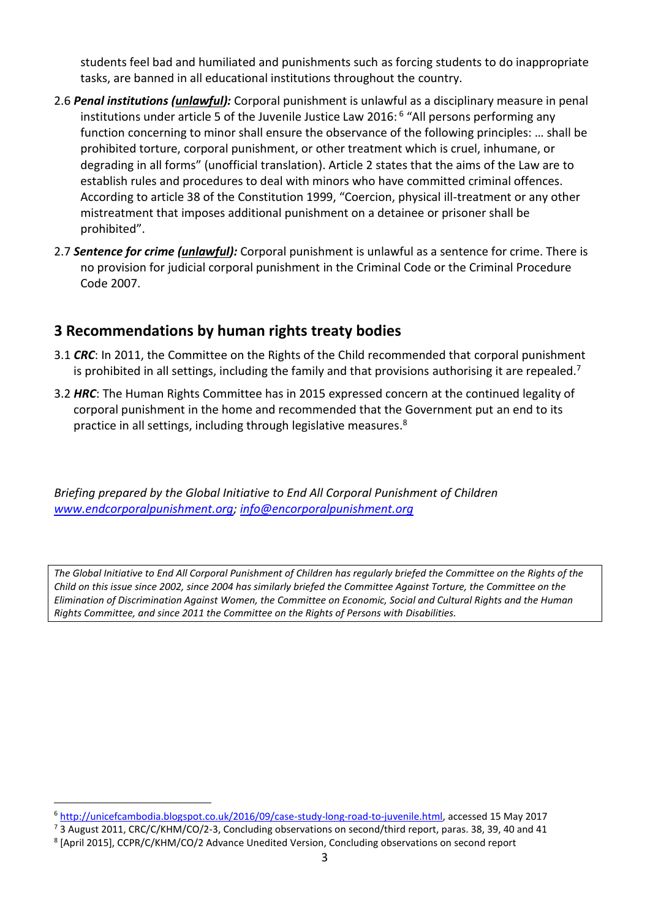students feel bad and humiliated and punishments such as forcing students to do inappropriate tasks, are banned in all educational institutions throughout the country.

2.6 ***Penal institutions (unlawful):*** Corporal punishment is unlawful as a disciplinary measure in penal institutions under article 5 of the Juvenile Justice Law 2016:[6] "All persons performing any function concerning to minor shall ensure the observance of the following principles: … shall be prohibited torture, corporal punishment, or other treatment which is cruel, inhumane, or degrading in all forms" (unofficial translation). Article 2 states that the aims of the Law are to establish rules and procedures to deal with minors who have committed criminal offences. According to article 38 of the Constitution 1999, "Coercion, physical ill-treatment or any other mistreatment that imposes additional punishment on a detainee or prisoner shall be prohibited".

2.7 ***Sentence for crime (unlawful):*** Corporal punishment is unlawful as a sentence for crime. There is no provision for judicial corporal punishment in the Criminal Code or the Criminal Procedure Code 2007.

## 3 Recommendations by human rights treaty bodies

3.1 ***CRC***: In 2011, the Committee on the Rights of the Child recommended that corporal punishment is prohibited in all settings, including the family and that provisions authorising it are repealed.[7]

3.2 ***HRC***: The Human Rights Committee has in 2015 expressed concern at the continued legality of corporal punishment in the home and recommended that the Government put an end to its practice in all settings, including through legislative measures.[8]

*Briefing prepared by the Global Initiative to End All Corporal Punishment of Children*
*www.endcorporalpunishment.org; info@encorporalpunishment.org*

*The Global Initiative to End All Corporal Punishment of Children has regularly briefed the Committee on the Rights of the Child on this issue since 2002, since 2004 has similarly briefed the Committee Against Torture, the Committee on the Elimination of Discrimination Against Women, the Committee on Economic, Social and Cultural Rights and the Human Rights Committee, and since 2011 the Committee on the Rights of Persons with Disabilities.*

---

[6] http://unicefcambodia.blogspot.co.uk/2016/09/case-study-long-road-to-juvenile.html, accessed 15 May 2017

[7] 3 August 2011, CRC/C/KHM/CO/2-3, Concluding observations on second/third report, paras. 38, 39, 40 and 41

[8] [April 2015], CCPR/C/KHM/CO/2 Advance Unedited Version, Concluding observations on second report